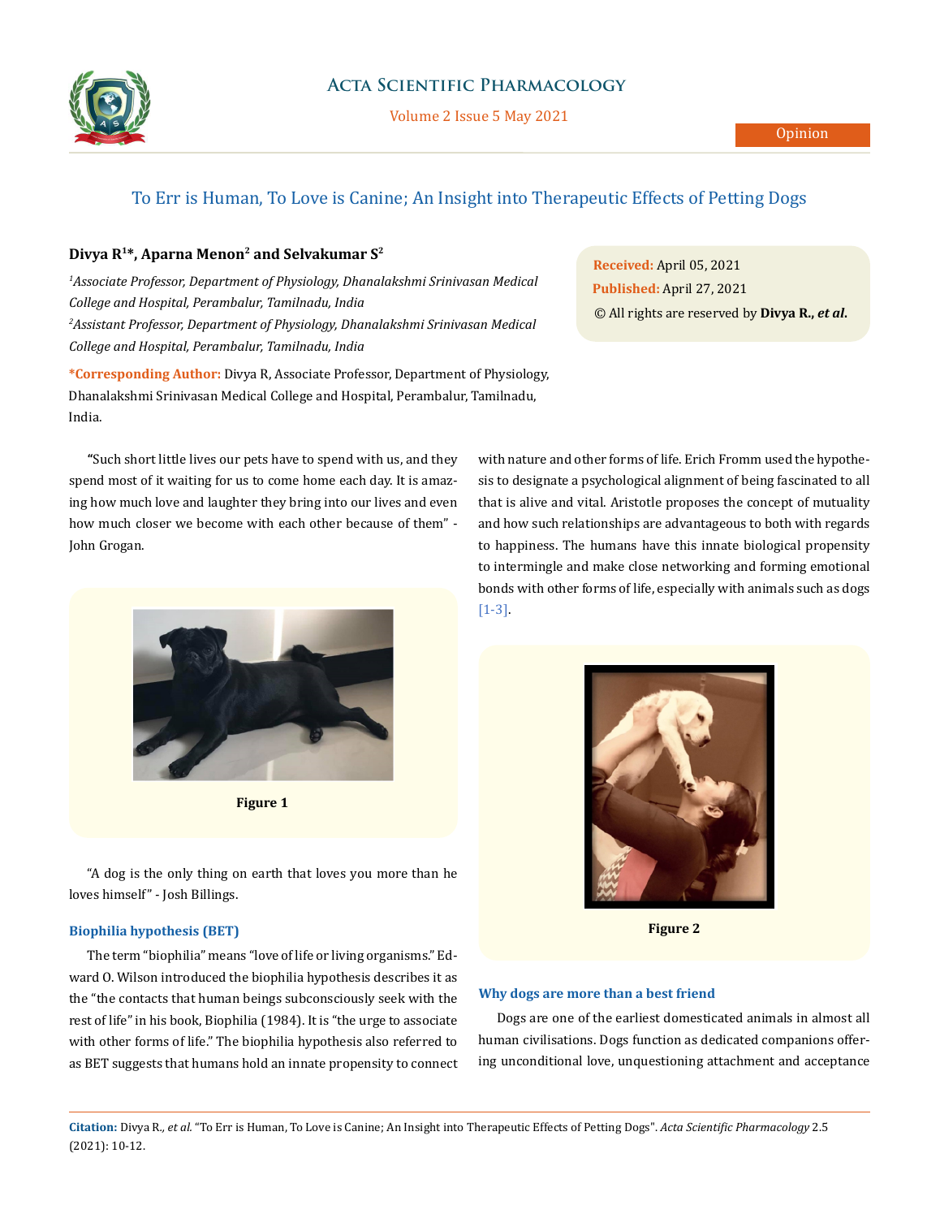Opinion

# To Err is Human, To Love is Canine; An Insight into Therapeutic Effects of Petting Dogs

**Divya R[1]*, Aparna Menon[2] and Selvakumar S[2]**

[1]*Associate Professor, Department of Physiology, Dhanalakshmi Srinivasan Medical College and Hospital, Perambalur, Tamilnadu, India*

[2]*Assistant Professor, Department of Physiology, Dhanalakshmi Srinivasan Medical College and Hospital, Perambalur, Tamilnadu, India*

**\*Corresponding Author:** Divya R, Associate Professor, Department of Physiology, Dhanalakshmi Srinivasan Medical College and Hospital, Perambalur, Tamilnadu, India.

**Received:** April 05, 2021
**Published:** April 27, 2021
© All rights are reserved by **Divya R., *et al*.**

"Such short little lives our pets have to spend with us, and they spend most of it waiting for us to come home each day. It is amazing how much love and laughter they bring into our lives and even how much closer we become with each other because of them" - John Grogan.

**Figure 1**

"A dog is the only thing on earth that loves you more than he loves himself" - Josh Billings.

### Biophilia hypothesis (BET)

The term "biophilia" means "love of life or living organisms." Edward O. Wilson introduced the biophilia hypothesis describes it as the "the contacts that human beings subconsciously seek with the rest of life" in his book, Biophilia (1984). It is "the urge to associate with other forms of life." The biophilia hypothesis also referred to as BET suggests that humans hold an innate propensity to connect with nature and other forms of life. Erich Fromm used the hypothesis to designate a psychological alignment of being fascinated to all that is alive and vital. Aristotle proposes the concept of mutuality and how such relationships are advantageous to both with regards to happiness. The humans have this innate biological propensity to intermingle and make close networking and forming emotional bonds with other forms of life, especially with animals such as dogs [1-3].

**Figure 2**

### Why dogs are more than a best friend

Dogs are one of the earliest domesticated animals in almost all human civilisations. Dogs function as dedicated companions offering unconditional love, unquestioning attachment and acceptance

**Citation:** Divya R., *et al.* "To Err is Human, To Love is Canine; An Insight into Therapeutic Effects of Petting Dogs". *Acta Scientific Pharmacology* 2.5 (2021): 10-12.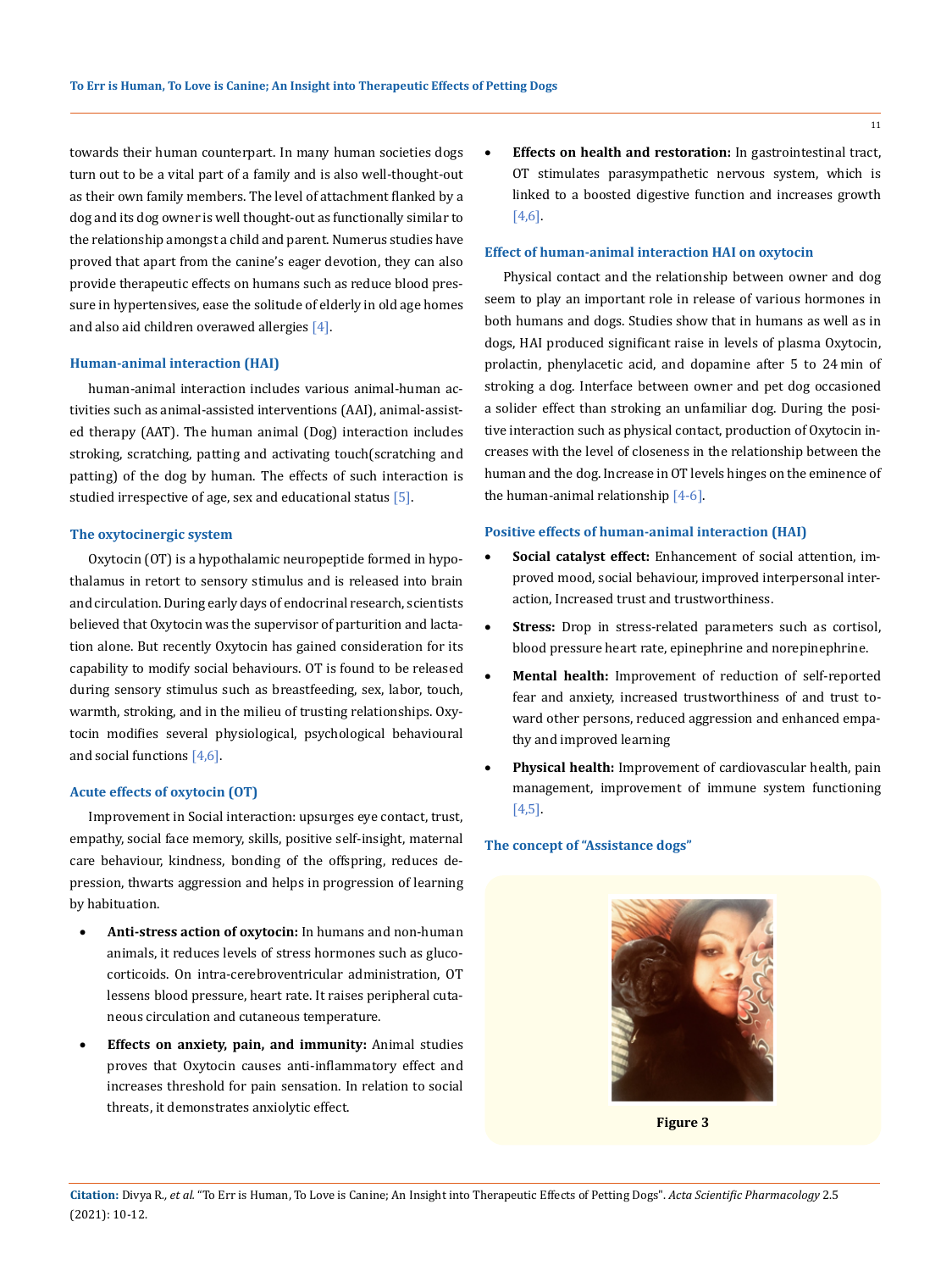towards their human counterpart. In many human societies dogs turn out to be a vital part of a family and is also well-thought-out as their own family members. The level of attachment flanked by a dog and its dog owner is well thought-out as functionally similar to the relationship amongst a child and parent. Numerus studies have proved that apart from the canine's eager devotion, they can also provide therapeutic effects on humans such as reduce blood pressure in hypertensives, ease the solitude of elderly in old age homes and also aid children overawed allergies [4].

### Human-animal interaction (HAI)

human-animal interaction includes various animal-human activities such as animal-assisted interventions (AAI), animal-assisted therapy (AAT). The human animal (Dog) interaction includes stroking, scratching, patting and activating touch(scratching and patting) of the dog by human. The effects of such interaction is studied irrespective of age, sex and educational status [5].

### The oxytocinergic system

Oxytocin (OT) is a hypothalamic neuropeptide formed in hypothalamus in retort to sensory stimulus and is released into brain and circulation. During early days of endocrinal research, scientists believed that Oxytocin was the supervisor of parturition and lactation alone. But recently Oxytocin has gained consideration for its capability to modify social behaviours. OT is found to be released during sensory stimulus such as breastfeeding, sex, labor, touch, warmth, stroking, and in the milieu of trusting relationships. Oxytocin modifies several physiological, psychological behavioural and social functions [4,6].

### Acute effects of oxytocin (OT)

Improvement in Social interaction: upsurges eye contact, trust, empathy, social face memory, skills, positive self-insight, maternal care behaviour, kindness, bonding of the offspring, reduces depression, thwarts aggression and helps in progression of learning by habituation.

- **Anti-stress action of oxytocin:** In humans and non-human animals, it reduces levels of stress hormones such as glucocorticoids. On intra-cerebroventricular administration, OT lessens blood pressure, heart rate. It raises peripheral cutaneous circulation and cutaneous temperature.
- **Effects on anxiety, pain, and immunity:** Animal studies proves that Oxytocin causes anti-inflammatory effect and increases threshold for pain sensation. In relation to social threats, it demonstrates anxiolytic effect.
- **Effects on health and restoration:** In gastrointestinal tract, OT stimulates parasympathetic nervous system, which is linked to a boosted digestive function and increases growth [4,6].

### Effect of human-animal interaction HAI on oxytocin

Physical contact and the relationship between owner and dog seem to play an important role in release of various hormones in both humans and dogs. Studies show that in humans as well as in dogs, HAI produced significant raise in levels of plasma Oxytocin, prolactin, phenylacetic acid, and dopamine after 5 to 24 min of stroking a dog. Interface between owner and pet dog occasioned a solider effect than stroking an unfamiliar dog. During the positive interaction such as physical contact, production of Oxytocin increases with the level of closeness in the relationship between the human and the dog. Increase in OT levels hinges on the eminence of the human-animal relationship [4-6].

### Positive effects of human-animal interaction (HAI)

- **Social catalyst effect:** Enhancement of social attention, improved mood, social behaviour, improved interpersonal interaction, Increased trust and trustworthiness.
- **Stress:** Drop in stress-related parameters such as cortisol, blood pressure heart rate, epinephrine and norepinephrine.
- **Mental health:** Improvement of reduction of self-reported fear and anxiety, increased trustworthiness of and trust toward other persons, reduced aggression and enhanced empathy and improved learning
- **Physical health:** Improvement of cardiovascular health, pain management, improvement of immune system functioning [4,5].

### The concept of "Assistance dogs"

Figure 3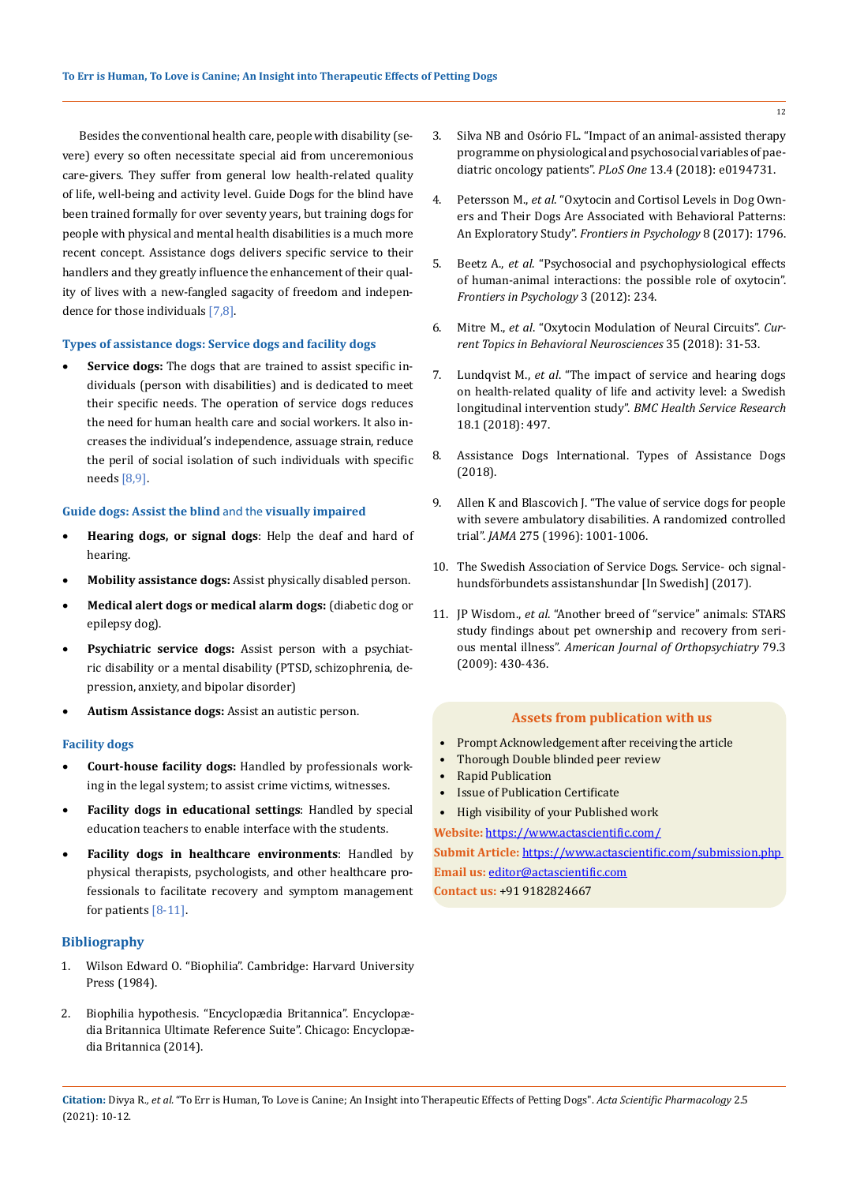Besides the conventional health care, people with disability (severe) every so often necessitate special aid from unceremonious care-givers. They suffer from general low health-related quality of life, well-being and activity level. Guide Dogs for the blind have been trained formally for over seventy years, but training dogs for people with physical and mental health disabilities is a much more recent concept. Assistance dogs delivers specific service to their handlers and they greatly influence the enhancement of their quality of lives with a new-fangled sagacity of freedom and independence for those individuals [7,8].

### Types of assistance dogs: Service dogs and facility dogs

- **Service dogs:** The dogs that are trained to assist specific individuals (person with disabilities) and is dedicated to meet their specific needs. The operation of service dogs reduces the need for human health care and social workers. It also increases the individual's independence, assuage strain, reduce the peril of social isolation of such individuals with specific needs [8,9].

### Guide dogs: Assist the blind and the visually impaired

- **Hearing dogs, or signal dogs**: Help the deaf and hard of hearing.
- **Mobility assistance dogs:** Assist physically disabled person.
- **Medical alert dogs or medical alarm dogs:** (diabetic dog or epilepsy dog).
- **Psychiatric service dogs:** Assist person with a psychiatric disability or a mental disability (PTSD, schizophrenia, depression, anxiety, and bipolar disorder)
- **Autism Assistance dogs:** Assist an autistic person.

### Facility dogs

- **Court-house facility dogs:** Handled by professionals working in the legal system; to assist crime victims, witnesses.
- **Facility dogs in educational settings**: Handled by special education teachers to enable interface with the students.
- **Facility dogs in healthcare environments**: Handled by physical therapists, psychologists, and other healthcare professionals to facilitate recovery and symptom management for patients [8-11].

## Bibliography

1. Wilson Edward O. "Biophilia". Cambridge: Harvard University Press (1984).
2. Biophilia hypothesis. "Encyclopædia Britannica". Encyclopædia Britannica Ultimate Reference Suite". Chicago: Encyclopædia Britannica (2014).
3. Silva NB and Osório FL. "Impact of an animal-assisted therapy programme on physiological and psychosocial variables of paediatric oncology patients". *PLoS One* 13.4 (2018): e0194731.
4. Petersson M., *et al.* "Oxytocin and Cortisol Levels in Dog Owners and Their Dogs Are Associated with Behavioral Patterns: An Exploratory Study". *Frontiers in Psychology* 8 (2017): 1796.
5. Beetz A., *et al.* "Psychosocial and psychophysiological effects of human-animal interactions: the possible role of oxytocin". *Frontiers in Psychology* 3 (2012): 234.
6. Mitre M., *et al*. "Oxytocin Modulation of Neural Circuits". *Current Topics in Behavioral Neurosciences* 35 (2018): 31-53.
7. Lundqvist M., *et al*. "The impact of service and hearing dogs on health-related quality of life and activity level: a Swedish longitudinal intervention study". *BMC Health Service Research* 18.1 (2018): 497.
8. Assistance Dogs International. Types of Assistance Dogs (2018).
9. Allen K and Blascovich J. "The value of service dogs for people with severe ambulatory disabilities. A randomized controlled trial". *JAMA* 275 (1996): 1001-1006.
10. The Swedish Association of Service Dogs. Service- och signalhundsförbundets assistanshundar [In Swedish] (2017).
11. JP Wisdom., *et al.* "Another breed of "service" animals: STARS study findings about pet ownership and recovery from serious mental illness". *American Journal of Orthopsychiatry* 79.3 (2009): 430-436.

**Assets from publication with us**

- Prompt Acknowledgement after receiving the article
- Thorough Double blinded peer review
- Rapid Publication
- Issue of Publication Certificate
- High visibility of your Published work

**Website:** https://www.actascientific.com/
**Submit Article:** https://www.actascientific.com/submission.php
**Email us:** editor@actascientific.com
**Contact us:** +91 9182824667